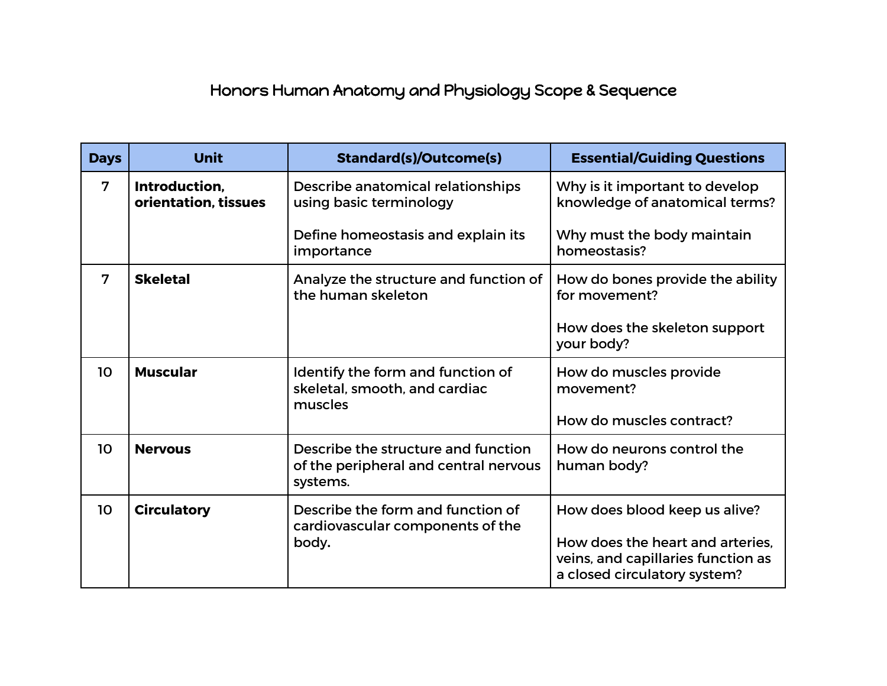# Honors Human Anatomy and Physiology Scope & Sequence

| Days | Unit | Standard(s)/Outcome(s) | Essential/Guiding Questions |
|---|---|---|---|
| 7 | **Introduction, orientation, tissues** | Describe anatomical relationships using basic terminology<br><br>Define homeostasis and explain its importance | Why is it important to develop knowledge of anatomical terms?<br><br>Why must the body maintain homeostasis? |
| 7 | **Skeletal** | Analyze the structure and function of the human skeleton | How do bones provide the ability for movement?<br><br>How does the skeleton support your body? |
| 10 | **Muscular** | Identify the form and function of skeletal, smooth, and cardiac muscles | How do muscles provide movement?<br><br>How do muscles contract? |
| 10 | **Nervous** | Describe the structure and function of the peripheral and central nervous systems. | How do neurons control the human body? |
| 10 | **Circulatory** | Describe the form and function of cardiovascular components of the body. | How does blood keep us alive?<br><br>How does the heart and arteries, veins, and capillaries function as a closed circulatory system? |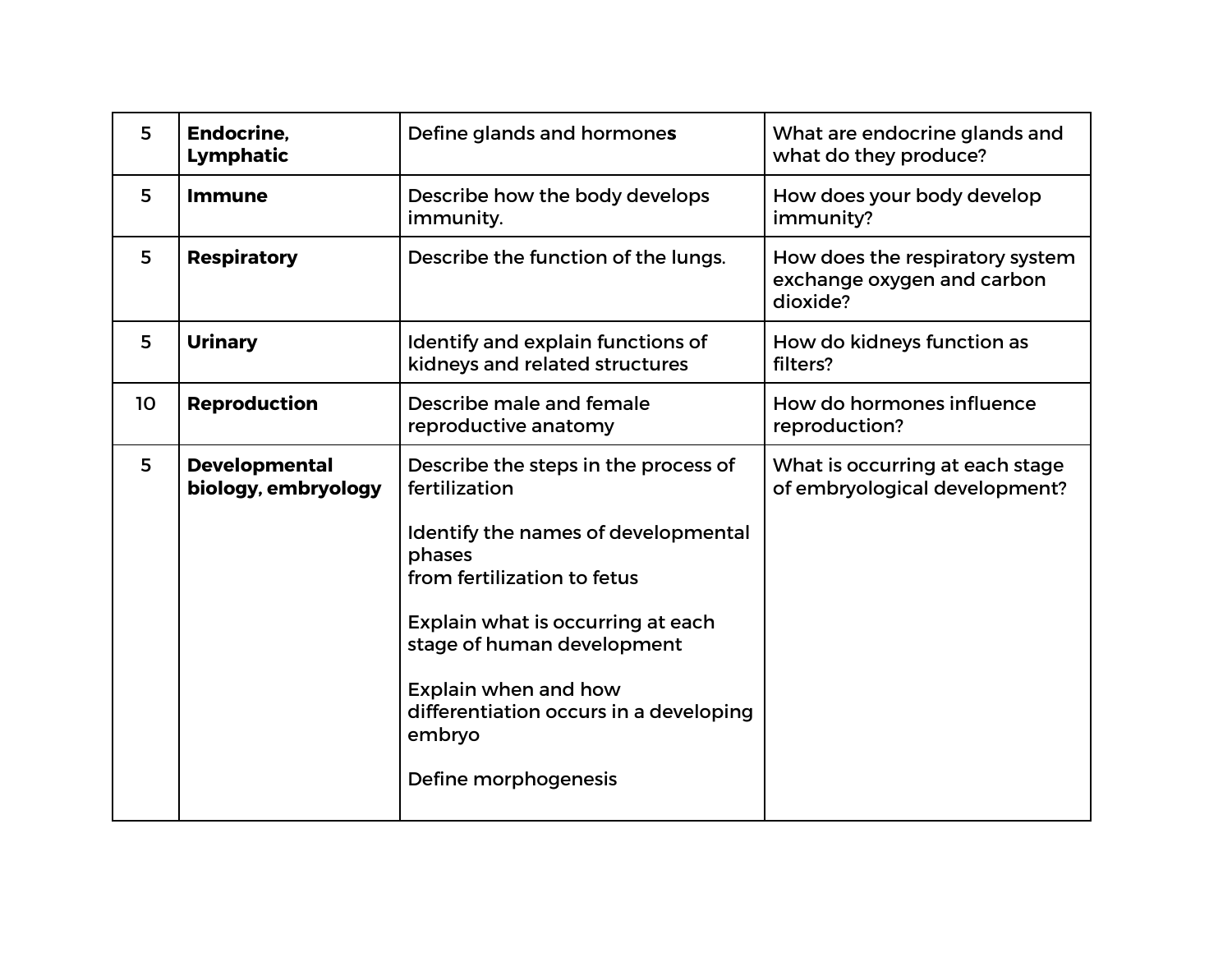| 5 | **Endocrine, Lymphatic** | Define glands and hormones | What are endocrine glands and what do they produce? |
|---|---|---|---|
| 5 | **Immune** | Describe how the body develops immunity. | How does your body develop immunity? |
| 5 | **Respiratory** | Describe the function of the lungs. | How does the respiratory system exchange oxygen and carbon dioxide? |
| 5 | **Urinary** | Identify and explain functions of kidneys and related structures | How do kidneys function as filters? |
| 10 | **Reproduction** | Describe male and female reproductive anatomy | How do hormones influence reproduction? |
| 5 | **Developmental biology, embryology** | Describe the steps in the process of fertilization<br><br>Identify the names of developmental phases from fertilization to fetus<br><br>Explain what is occurring at each stage of human development<br><br>Explain when and how differentiation occurs in a developing embryo<br><br>Define morphogenesis | What is occurring at each stage of embryological development? |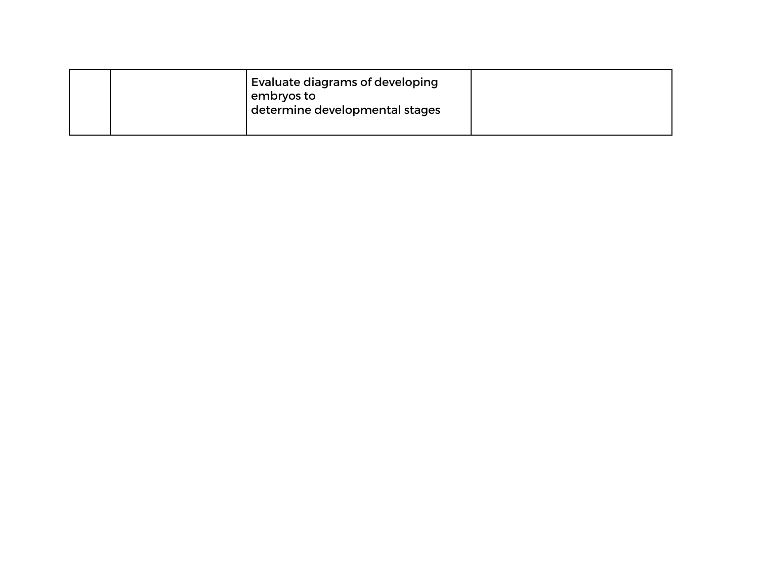| | | | |
|---|---|---|---|
| | | Evaluate diagrams of developing embryos to determine developmental stages | |